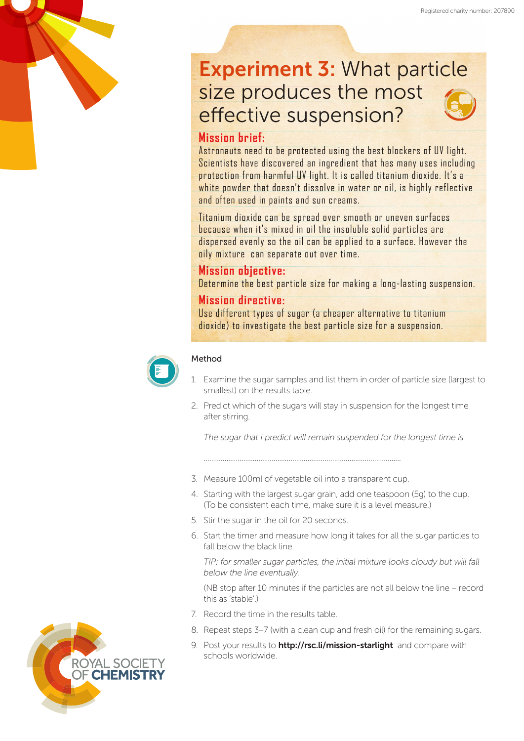# Experiment 3: What particle size produces the most effective suspension?

## Mission brief:

Astronauts need to be protected using the best blockers of UV light. Scientists have discovered an ingredient that has many uses including protection from harmful UV light. It is called titanium dioxide. It's a white powder that doesn't dissolve in water or oil, is highly reflective and often used in paints and sun creams.

Titanium dioxide can be spread over smooth or uneven surfaces because when it's mixed in oil the insoluble solid particles are dispersed evenly so the oil can be applied to a surface. However the oily mixture can separate out over time.

## Mission objective:

Determine the best particle size for making a long-lasting suspension.

## Mission directive:

Use different types of sugar (a cheaper alternative to titanium dioxide) to investigate the best particle size for a suspension.

### Method

1. Examine the sugar samples and list them in order of particle size (largest to smallest) on the results table.
2. Predict which of the sugars will stay in suspension for the longest time after stirring.

   *The sugar that I predict will remain suspended for the longest time is*

   ..........................................................................................................

3. Measure 100ml of vegetable oil into a transparent cup.
4. Starting with the largest sugar grain, add one teaspoon (5g) to the cup. (To be consistent each time, make sure it is a level measure.)
5. Stir the sugar in the oil for 20 seconds.
6. Start the timer and measure how long it takes for all the sugar particles to fall below the black line.

   *TIP: for smaller sugar particles, the initial mixture looks cloudy but will fall below the line eventually.*

   (NB stop after 10 minutes if the particles are not all below the line – record this as 'stable'.)

7. Record the time in the results table.
8. Repeat steps 3–7 (with a clean cup and fresh oil) for the remaining sugars.
9. Post your results to **http://rsc.li/mission-starlight** and compare with schools worldwide.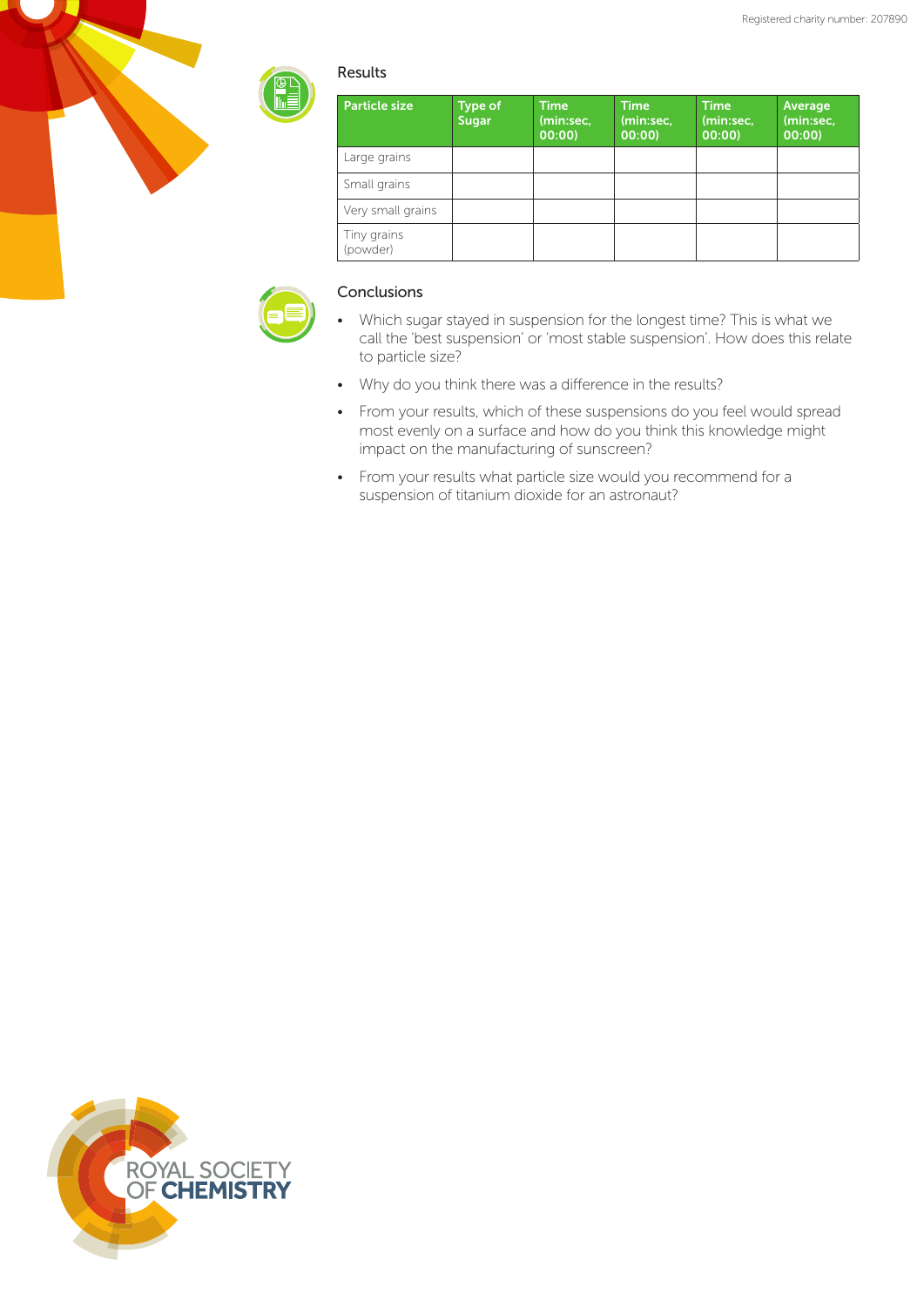## Results

| Particle size | Type of Sugar | Time (min:sec, 00:00) | Time (min:sec, 00:00) | Time (min:sec, 00:00) | Average (min:sec, 00:00) |
|---|---|---|---|---|---|
| Large grains | | | | | |
| Small grains | | | | | |
| Very small grains | | | | | |
| Tiny grains (powder) | | | | | |

## Conclusions

- Which sugar stayed in suspension for the longest time? This is what we call the 'best suspension' or 'most stable suspension'. How does this relate to particle size?
- Why do you think there was a difference in the results?
- From your results, which of these suspensions do you feel would spread most evenly on a surface and how do you think this knowledge might impact on the manufacturing of sunscreen?
- From your results what particle size would you recommend for a suspension of titanium dioxide for an astronaut?